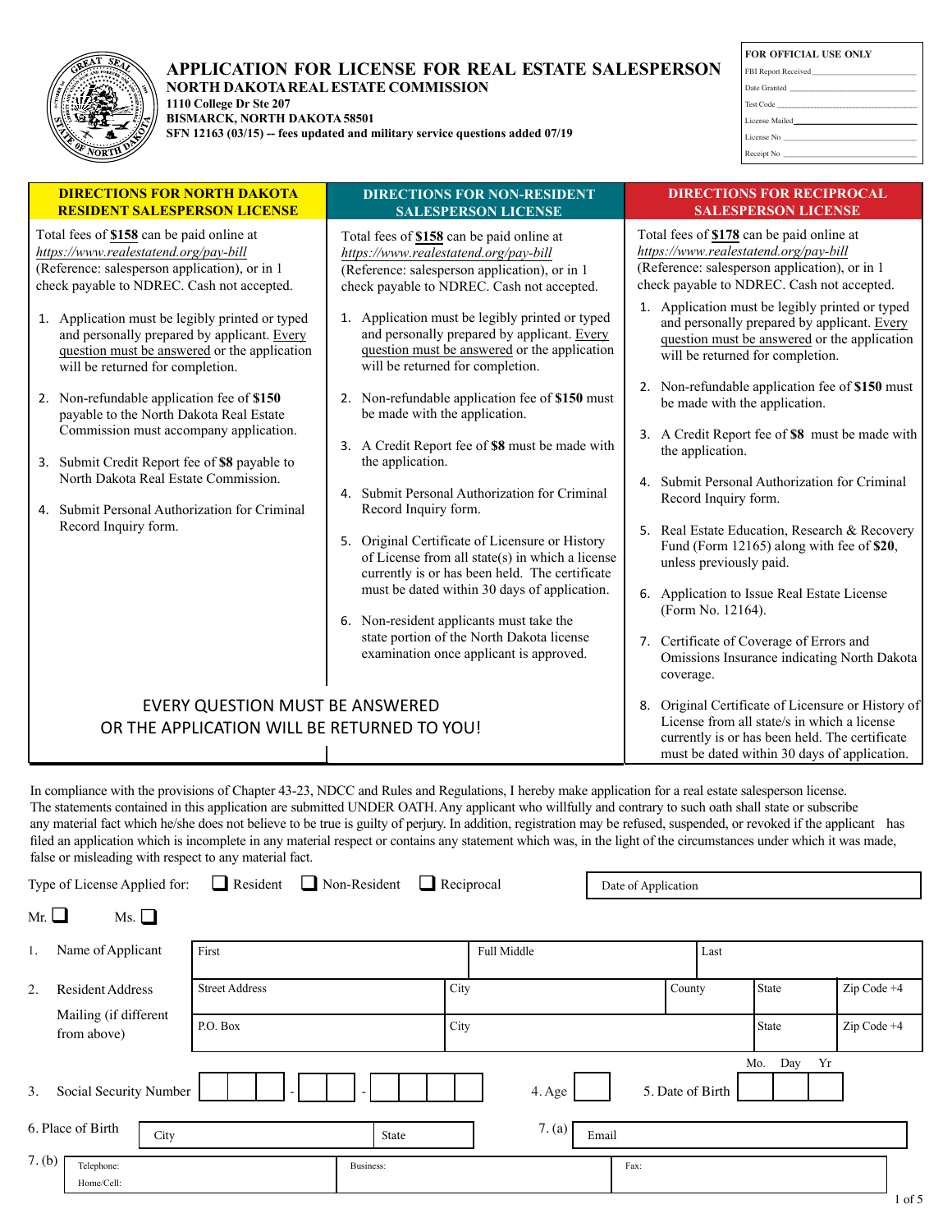# APPLICATION FOR LICENSE FOR REAL ESTATE SALESPERSON

**NORTH DAKOTA REAL ESTATE COMMISSION**
**1110 College Dr Ste 207**
**BISMARCK, NORTH DAKOTA 58501**
**SFN 12163 (03/15) -- fees updated and military service questions added 07/19**

| FOR OFFICIAL USE ONLY |
|---|
| FBI Report Received ________ |
| Date Granted ________ |
| Test Code ________ |
| License Mailed ________ |
| License No ________ |
| Receipt No ________ |

## DIRECTIONS FOR NORTH DAKOTA RESIDENT SALESPERSON LICENSE

Total fees of **$158** can be paid online at *https://www.realestatend.org/pay-bill* (Reference: salesperson application), or in 1 check payable to NDREC. Cash not accepted.

1. Application must be legibly printed or typed and personally prepared by applicant. Every question must be answered or the application will be returned for completion.
2. Non-refundable application fee of **$150** payable to the North Dakota Real Estate Commission must accompany application.
3. Submit Credit Report fee of **$8** payable to North Dakota Real Estate Commission.
4. Submit Personal Authorization for Criminal Record Inquiry form.

## DIRECTIONS FOR NON-RESIDENT SALESPERSON LICENSE

Total fees of **$158** can be paid online at *https://www.realestatend.org/pay-bill* (Reference: salesperson application), or in 1 check payable to NDREC. Cash not accepted.

1. Application must be legibly printed or typed and personally prepared by applicant. Every question must be answered or the application will be returned for completion.
2. Non-refundable application fee of **$150** must be made with the application.
3. A Credit Report fee of **$8** must be made with the application.
4. Submit Personal Authorization for Criminal Record Inquiry form.
5. Original Certificate of Licensure or History of License from all state(s) in which a license currently is or has been held. The certificate must be dated within 30 days of application.
6. Non-resident applicants must take the state portion of the North Dakota license examination once applicant is approved.

## DIRECTIONS FOR RECIPROCAL SALESPERSON LICENSE

Total fees of **$178** can be paid online at *https://www.realestatend.org/pay-bill* (Reference: salesperson application), or in 1 check payable to NDREC. Cash not accepted.

1. Application must be legibly printed or typed and personally prepared by applicant. Every question must be answered or the application will be returned for completion.
2. Non-refundable application fee of **$150** must be made with the application.
3. A Credit Report fee of **$8** must be made with the application.
4. Submit Personal Authorization for Criminal Record Inquiry form.
5. Real Estate Education, Research & Recovery Fund (Form 12165) along with fee of **$20**, unless previously paid.
6. Application to Issue Real Estate License (Form No. 12164).
7. Certificate of Coverage of Errors and Omissions Insurance indicating North Dakota coverage.
8. Original Certificate of Licensure or History of License from all state/s in which a license currently is or has been held. The certificate must be dated within 30 days of application.

EVERY QUESTION MUST BE ANSWERED
OR THE APPLICATION WILL BE RETURNED TO YOU!

In compliance with the provisions of Chapter 43-23, NDCC and Rules and Regulations, I hereby make application for a real estate salesperson license. The statements contained in this application are submitted UNDER OATH. Any applicant who willfully and contrary to such oath shall state or subscribe any material fact which he/she does not believe to be true is guilty of perjury. In addition, registration may be refused, suspended, or revoked if the applicant has filed an application which is incomplete in any material respect or contains any statement which was, in the light of the circumstances under which it was made, false or misleading with respect to any material fact.

Type of License Applied for: ☐ Resident ☐ Non-Resident ☐ Reciprocal

Date of Application ________

Mr. ☐ Ms. ☐

| | | | | | | |
|---|---|---|---|---|---|---|
| 1. Name of Applicant | First | | Full Middle | | Last | |
| 2. Resident Address | Street Address | City | | County | State | Zip Code +4 |
| Mailing (if different from above) | P.O. Box | City | | | State | Zip Code +4 |

3. Social Security Number ___ - __ - ____

4. Age ____

5. Date of Birth Mo. ____ Day ____ Yr ____

6. Place of Birth City ________ State ________

7. (a) Email ________

7. (b) Telephone: Home/Cell: ________ Business: ________ Fax: ________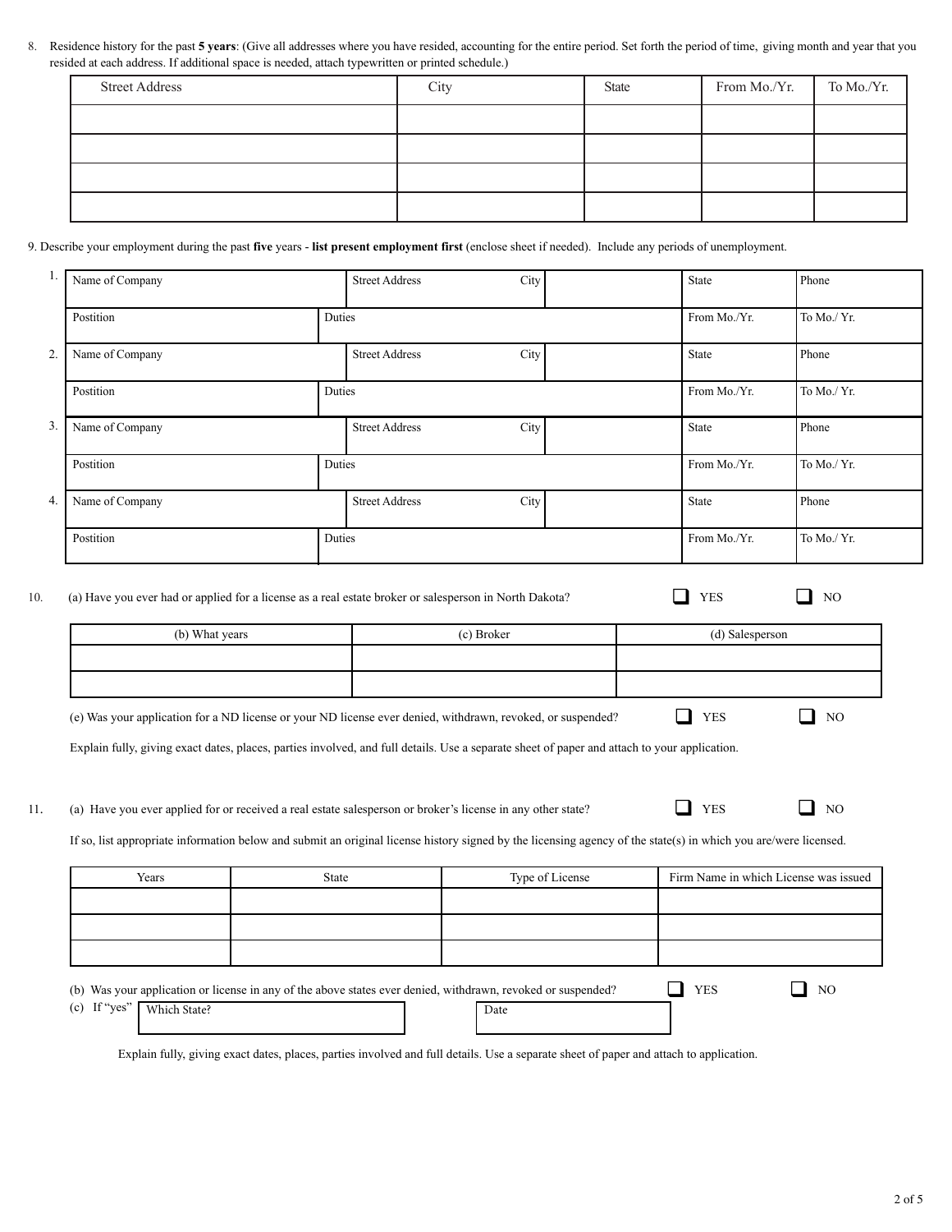8. Residence history for the past **5 years**: (Give all addresses where you have resided, accounting for the entire period. Set forth the period of time, giving month and year that you resided at each address. If additional space is needed, attach typewritten or printed schedule.)

| Street Address | City | State | From Mo./Yr. | To Mo./Yr. |
|---|---|---|---|---|
| | | | | |
| | | | | |
| | | | | |
| | | | | |

9. Describe your employment during the past **five** years - **list present employment first** (enclose sheet if needed). Include any periods of unemployment.

| | | | | | |
|---|---|---|---|---|---|
| 1. | Name of Company | Street Address | City | State | Phone |
| | Postition | Duties | | From Mo./Yr. | To Mo./ Yr. |
| 2. | Name of Company | Street Address | City | State | Phone |
| | Postition | Duties | | From Mo./Yr. | To Mo./ Yr. |
| 3. | Name of Company | Street Address | City | State | Phone |
| | Postition | Duties | | From Mo./Yr. | To Mo./ Yr. |
| 4. | Name of Company | Street Address | City | State | Phone |
| | Postition | Duties | | From Mo./Yr. | To Mo./ Yr. |

10. (a) Have you ever had or applied for a license as a real estate broker or salesperson in North Dakota? ☐ YES ☐ NO

| (b) What years | (c) Broker | (d) Salesperson |
|---|---|---|
| | | |
| | | |

(e) Was your application for a ND license or your ND license ever denied, withdrawn, revoked, or suspended? ☐ YES ☐ NO

Explain fully, giving exact dates, places, parties involved, and full details. Use a separate sheet of paper and attach to your application.

11. (a) Have you ever applied for or received a real estate salesperson or broker's license in any other state? ☐ YES ☐ NO

If so, list appropriate information below and submit an original license history signed by the licensing agency of the state(s) in which you are/were licensed.

| Years | State | Type of License | Firm Name in which License was issued |
|---|---|---|---|
| | | | |
| | | | |
| | | | |

(b) Was your application or license in any of the above states ever denied, withdrawn, revoked or suspended? ☐ YES ☐ NO

(c) If "yes" Which State? ____________ Date ____________

Explain fully, giving exact dates, places, parties involved and full details. Use a separate sheet of paper and attach to application.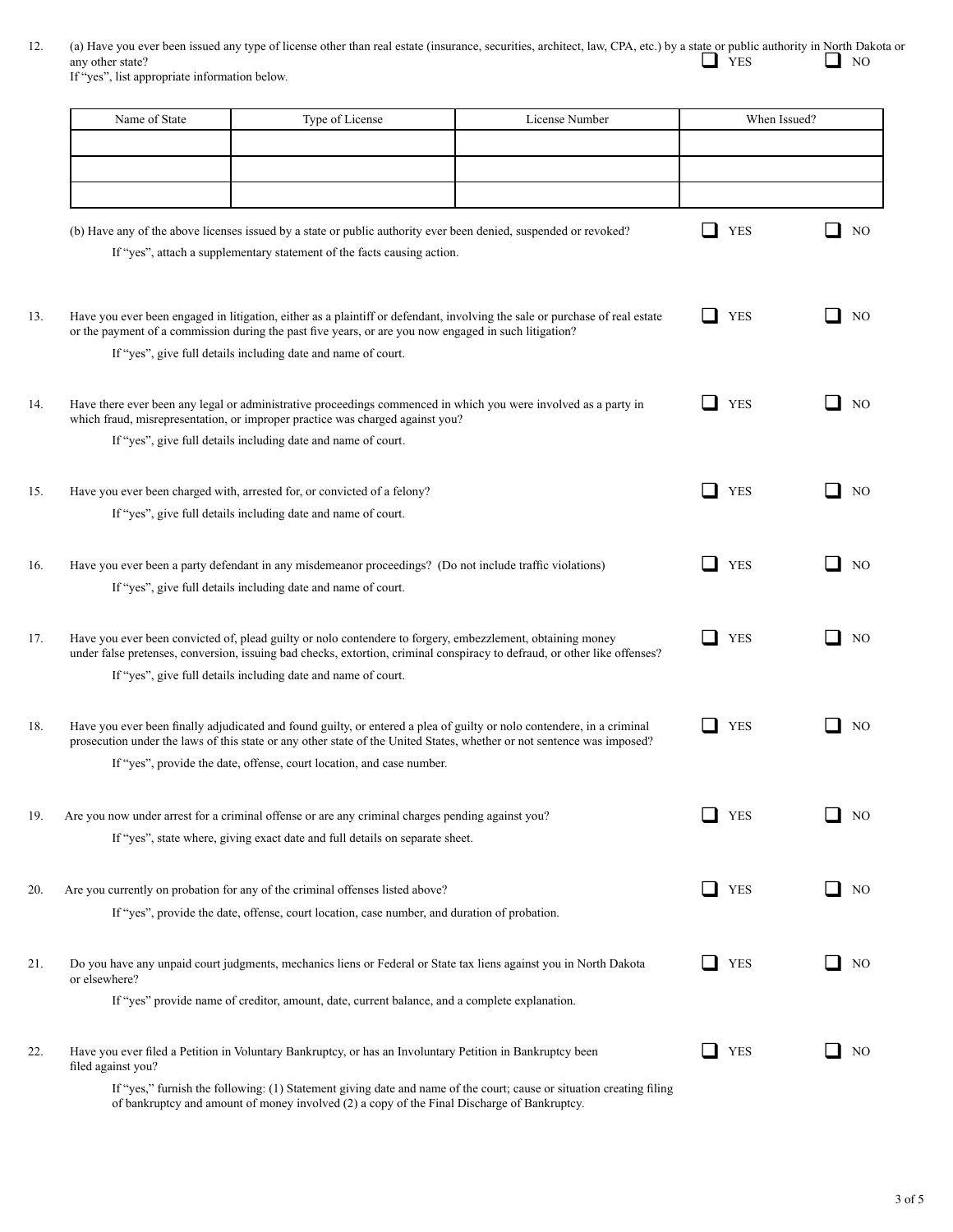12. (a) Have you ever been issued any type of license other than real estate (insurance, securities, architect, law, CPA, etc.) by a state or public authority in North Dakota or any other state? ☐ YES ☐ NO
If "yes", list appropriate information below.

| Name of State | Type of License | License Number | When Issued? |
|---|---|---|---|
| | | | |
| | | | |
| | | | |

(b) Have any of the above licenses issued by a state or public authority ever been denied, suspended or revoked? ☐ YES ☐ NO

If "yes", attach a supplementary statement of the facts causing action.

13. Have you ever been engaged in litigation, either as a plaintiff or defendant, involving the sale or purchase of real estate or the payment of a commission during the past five years, or are you now engaged in such litigation? ☐ YES ☐ NO

If "yes", give full details including date and name of court.

14. Have there ever been any legal or administrative proceedings commenced in which you were involved as a party in which fraud, misrepresentation, or improper practice was charged against you? ☐ YES ☐ NO

If "yes", give full details including date and name of court.

15. Have you ever been charged with, arrested for, or convicted of a felony? ☐ YES ☐ NO

If "yes", give full details including date and name of court.

16. Have you ever been a party defendant in any misdemeanor proceedings? (Do not include traffic violations) ☐ YES ☐ NO

If "yes", give full details including date and name of court.

17. Have you ever been convicted of, plead guilty or nolo contendere to forgery, embezzlement, obtaining money under false pretenses, conversion, issuing bad checks, extortion, criminal conspiracy to defraud, or other like offenses? ☐ YES ☐ NO

If "yes", give full details including date and name of court.

18. Have you ever been finally adjudicated and found guilty, or entered a plea of guilty or nolo contendere, in a criminal prosecution under the laws of this state or any other state of the United States, whether or not sentence was imposed? ☐ YES ☐ NO

If "yes", provide the date, offense, court location, and case number.

19. Are you now under arrest for a criminal offense or are any criminal charges pending against you? ☐ YES ☐ NO

If "yes", state where, giving exact date and full details on separate sheet.

20. Are you currently on probation for any of the criminal offenses listed above? ☐ YES ☐ NO

If "yes", provide the date, offense, court location, case number, and duration of probation.

21. Do you have any unpaid court judgments, mechanics liens or Federal or State tax liens against you in North Dakota or elsewhere? ☐ YES ☐ NO

If "yes" provide name of creditor, amount, date, current balance, and a complete explanation.

22. Have you ever filed a Petition in Voluntary Bankruptcy, or has an Involuntary Petition in Bankruptcy been filed against you? ☐ YES ☐ NO

If "yes," furnish the following: (1) Statement giving date and name of the court; cause or situation creating filing of bankruptcy and amount of money involved (2) a copy of the Final Discharge of Bankruptcy.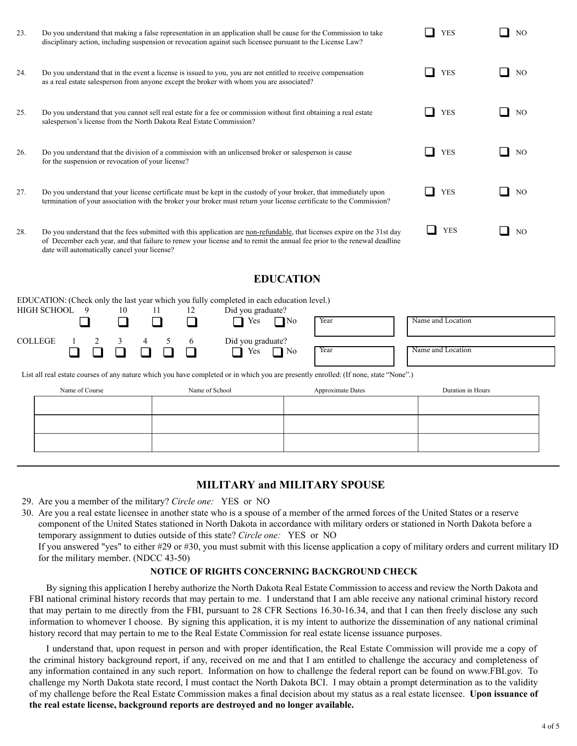23. Do you understand that making a false representation in an application shall be cause for the Commission to take disciplinary action, including suspension or revocation against such licensee pursuant to the License Law? ☐ YES ☐ NO

24. Do you understand that in the event a license is issued to you, you are not entitled to receive compensation as a real estate salesperson from anyone except the broker with whom you are associated? ☐ YES ☐ NO

25. Do you understand that you cannot sell real estate for a fee or commission without first obtaining a real estate salesperson's license from the North Dakota Real Estate Commission? ☐ YES ☐ NO

26. Do you understand that the division of a commission with an unlicensed broker or salesperson is cause for the suspension or revocation of your license? ☐ YES ☐ NO

27. Do you understand that your license certificate must be kept in the custody of your broker, that immediately upon termination of your association with the broker your broker must return your license certificate to the Commission? ☐ YES ☐ NO

28. Do you understand that the fees submitted with this application are non-refundable, that licenses expire on the 31st day of December each year, and that failure to renew your license and to remit the annual fee prior to the renewal deadline date will automatically cancel your license? ☐ YES ☐ NO

## EDUCATION

EDUCATION: (Check only the last year which you fully completed in each education level.)

HIGH SCHOOL 9 ☐ 10 ☐ 11 ☐ 12 ☐ Did you graduate? ☐ Yes ☐ No Year ______ Name and Location ______

COLLEGE 1 ☐ 2 ☐ 3 ☐ 4 ☐ 5 ☐ 6 ☐ Did you graduate? ☐ Yes ☐ No Year ______ Name and Location ______

List all real estate courses of any nature which you have completed or in which you are presently enrolled: (If none, state "None".)

| Name of Course | Name of School | Approximate Dates | Duration in Hours |
|---|---|---|---|
| | | | |
| | | | |
| | | | |

## MILITARY and MILITARY SPOUSE

29. Are you a member of the military? *Circle one:* YES or NO

30. Are you a real estate licensee in another state who is a spouse of a member of the armed forces of the United States or a reserve component of the United States stationed in North Dakota in accordance with military orders or stationed in North Dakota before a temporary assignment to duties outside of this state? *Circle one:* YES or NO

    If you answered "yes" to either #29 or #30, you must submit with this license application a copy of military orders and current military ID for the military member. (NDCC 43-50)

### NOTICE OF RIGHTS CONCERNING BACKGROUND CHECK

By signing this application I hereby authorize the North Dakota Real Estate Commission to access and review the North Dakota and FBI national criminal history records that may pertain to me. I understand that I am able receive any national criminal history record that may pertain to me directly from the FBI, pursuant to 28 CFR Sections 16.30-16.34, and that I can then freely disclose any such information to whomever I choose. By signing this application, it is my intent to authorize the dissemination of any national criminal history record that may pertain to me to the Real Estate Commission for real estate license issuance purposes.

I understand that, upon request in person and with proper identification, the Real Estate Commission will provide me a copy of the criminal history background report, if any, received on me and that I am entitled to challenge the accuracy and completeness of any information contained in any such report. Information on how to challenge the federal report can be found on www.FBI.gov. To challenge my North Dakota state record, I must contact the North Dakota BCI. I may obtain a prompt determination as to the validity of my challenge before the Real Estate Commission makes a final decision about my status as a real estate licensee. **Upon issuance of the real estate license, background reports are destroyed and no longer available.**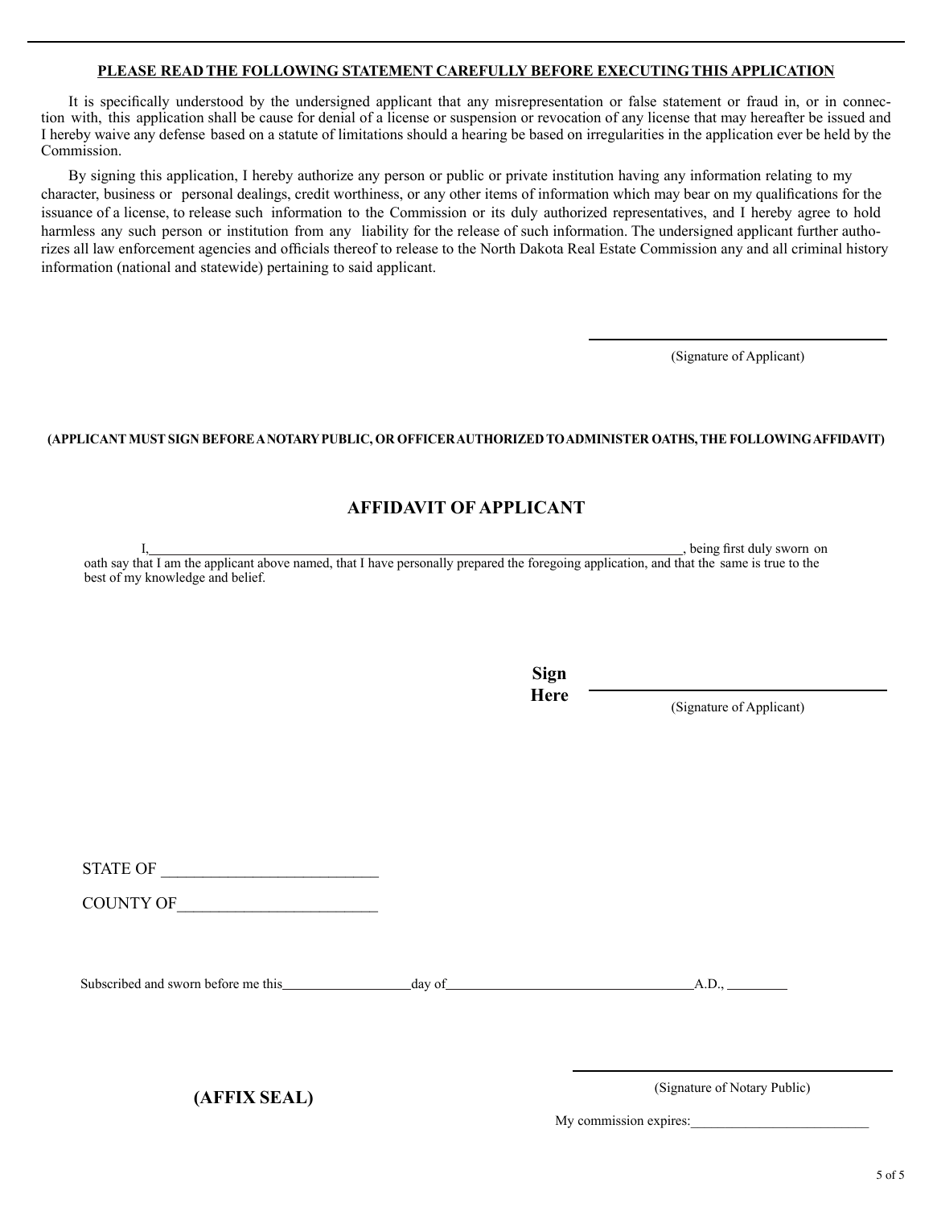**PLEASE READ THE FOLLOWING STATEMENT CAREFULLY BEFORE EXECUTING THIS APPLICATION**

It is specifically understood by the undersigned applicant that any misrepresentation or false statement or fraud in, or in connection with, this application shall be cause for denial of a license or suspension or revocation of any license that may hereafter be issued and I hereby waive any defense based on a statute of limitations should a hearing be based on irregularities in the application ever be held by the Commission.

By signing this application, I hereby authorize any person or public or private institution having any information relating to my character, business or personal dealings, credit worthiness, or any other items of information which may bear on my qualifications for the issuance of a license, to release such information to the Commission or its duly authorized representatives, and I hereby agree to hold harmless any such person or institution from any liability for the release of such information. The undersigned applicant further authorizes all law enforcement agencies and officials thereof to release to the North Dakota Real Estate Commission any and all criminal history information (national and statewide) pertaining to said applicant.

\_\_\_\_\_\_\_\_\_\_\_\_\_\_\_\_\_\_\_\_\_\_\_\_\_\_\_\_\_\_\_\_\_\_\_\_\_\_\_\_
(Signature of Applicant)

**(APPLICANT MUST SIGN BEFORE A NOTARY PUBLIC, OR OFFICER AUTHORIZED TO ADMINISTER OATHS, THE FOLLOWING AFFIDAVIT)**

## AFFIDAVIT OF APPLICANT

I,\_\_\_\_\_\_\_\_\_\_\_\_\_\_\_\_\_\_\_\_\_\_\_\_\_\_\_\_\_\_\_\_\_\_\_\_\_\_\_\_\_\_\_\_\_\_\_\_\_\_\_\_\_\_\_\_\_\_\_\_\_\_\_\_\_\_\_\_\_\_\_\_\_\_\_\_\_\_\_\_\_, being first duly sworn on oath say that I am the applicant above named, that I have personally prepared the foregoing application, and that the same is true to the best of my knowledge and belief.

**Sign Here** \_\_\_\_\_\_\_\_\_\_\_\_\_\_\_\_\_\_\_\_\_\_\_\_\_\_\_\_\_\_\_\_\_\_\_\_\_\_\_\_
(Signature of Applicant)

STATE OF \_\_\_\_\_\_\_\_\_\_\_\_\_\_\_\_\_\_\_\_\_\_\_\_\_\_\_

COUNTY OF\_\_\_\_\_\_\_\_\_\_\_\_\_\_\_\_\_\_\_\_\_\_\_\_\_\_\_

Subscribed and sworn before me this\_\_\_\_\_\_\_\_\_\_\_\_\_\_\_\_\_\_\_day of\_\_\_\_\_\_\_\_\_\_\_\_\_\_\_\_\_\_\_\_\_\_\_\_\_\_\_\_\_\_\_\_\_\_\_\_\_A.D., \_\_\_\_\_\_\_\_\_

**(AFFIX SEAL)**

\_\_\_\_\_\_\_\_\_\_\_\_\_\_\_\_\_\_\_\_\_\_\_\_\_\_\_\_\_\_\_\_\_\_\_\_\_\_\_\_
(Signature of Notary Public)

My commission expires:\_\_\_\_\_\_\_\_\_\_\_\_\_\_\_\_\_\_\_\_\_\_\_\_\_\_